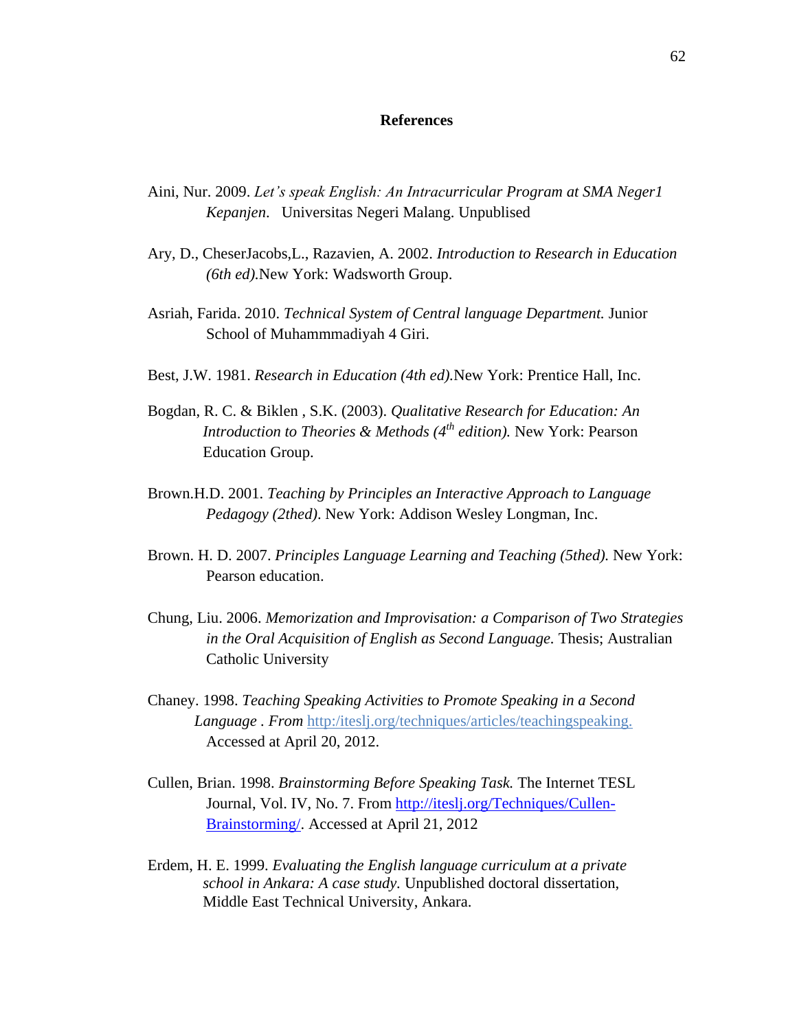# References

Aini, Nur. 2009. *Let's speak English: An Intracurricular Program at SMA Neger1 Kepanjen*. Universitas Negeri Malang. Unpublised

Ary, D., CheserJacobs,L., Razavien, A. 2002. *Introduction to Research in Education (6th ed).*New York: Wadsworth Group.

Asriah, Farida. 2010. *Technical System of Central language Department.* Junior School of Muhammmadiyah 4 Giri.

Best, J.W. 1981. *Research in Education (4th ed).*New York: Prentice Hall, Inc.

Bogdan, R. C. & Biklen , S.K. (2003). *Qualitative Research for Education: An Introduction to Theories & Methods (4th edition).* New York: Pearson Education Group.

Brown.H.D. 2001. *Teaching by Principles an Interactive Approach to Language Pedagogy (2thed)*. New York: Addison Wesley Longman, Inc.

Brown. H. D. 2007. *Principles Language Learning and Teaching (5thed).* New York: Pearson education.

Chung, Liu. 2006. *Memorization and Improvisation: a Comparison of Two Strategies in the Oral Acquisition of English as Second Language.* Thesis; Australian Catholic University

Chaney. 1998. *Teaching Speaking Activities to Promote Speaking in a Second Language . From* http:/iteslj.org/techniques/articles/teachingspeaking. Accessed at April 20, 2012.

Cullen, Brian. 1998. *Brainstorming Before Speaking Task.* The Internet TESL Journal, Vol. IV, No. 7. From http://iteslj.org/Techniques/Cullen-Brainstorming/. Accessed at April 21, 2012

Erdem, H. E. 1999. *Evaluating the English language curriculum at a private school in Ankara: A case study.* Unpublished doctoral dissertation, Middle East Technical University, Ankara.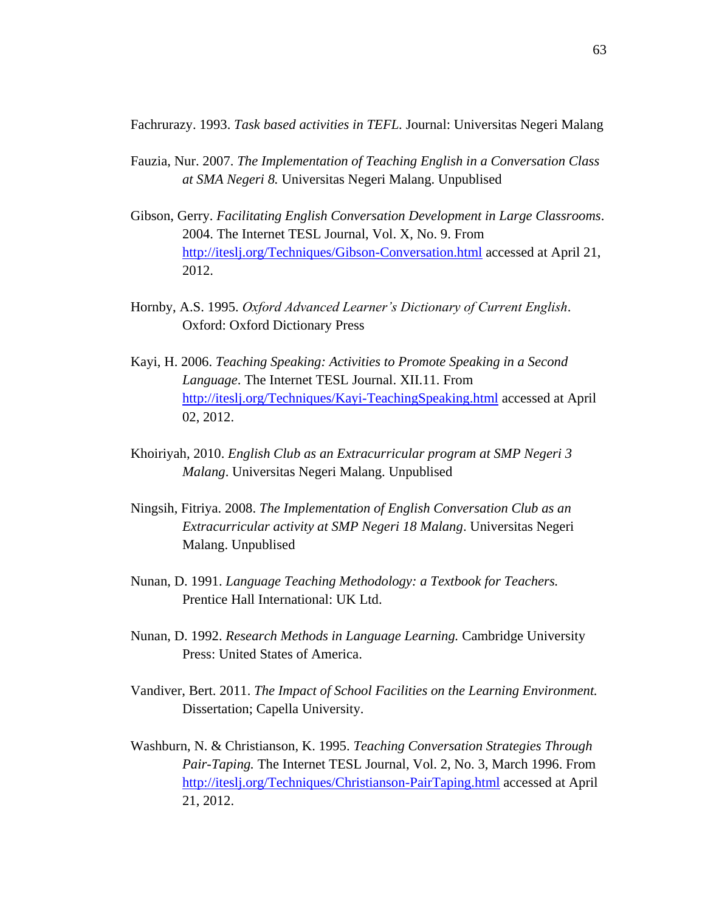Fachrurazy. 1993. *Task based activities in TEFL*. Journal: Universitas Negeri Malang

Fauzia, Nur. 2007. *The Implementation of Teaching English in a Conversation Class at SMA Negeri 8.* Universitas Negeri Malang. Unpublised

Gibson, Gerry. *Facilitating English Conversation Development in Large Classrooms*. 2004. The Internet TESL Journal, Vol. X, No. 9. From http://iteslj.org/Techniques/Gibson-Conversation.html accessed at April 21, 2012.

Hornby, A.S. 1995. *Oxford Advanced Learner's Dictionary of Current English*. Oxford: Oxford Dictionary Press

Kayi, H. 2006. *Teaching Speaking: Activities to Promote Speaking in a Second Language*. The Internet TESL Journal. XII.11. From http://iteslj.org/Techniques/Kayi-TeachingSpeaking.html accessed at April 02, 2012.

Khoiriyah, 2010. *English Club as an Extracurricular program at SMP Negeri 3 Malang*. Universitas Negeri Malang. Unpublised

Ningsih, Fitriya. 2008. *The Implementation of English Conversation Club as an Extracurricular activity at SMP Negeri 18 Malang*. Universitas Negeri Malang. Unpublised

Nunan, D. 1991. *Language Teaching Methodology: a Textbook for Teachers.* Prentice Hall International: UK Ltd.

Nunan, D. 1992. *Research Methods in Language Learning.* Cambridge University Press: United States of America.

Vandiver, Bert. 2011. *The Impact of School Facilities on the Learning Environment.* Dissertation; Capella University.

Washburn, N. & Christianson, K. 1995. *Teaching Conversation Strategies Through Pair-Taping.* The Internet TESL Journal, Vol. 2, No. 3, March 1996. From http://iteslj.org/Techniques/Christianson-PairTaping.html accessed at April 21, 2012.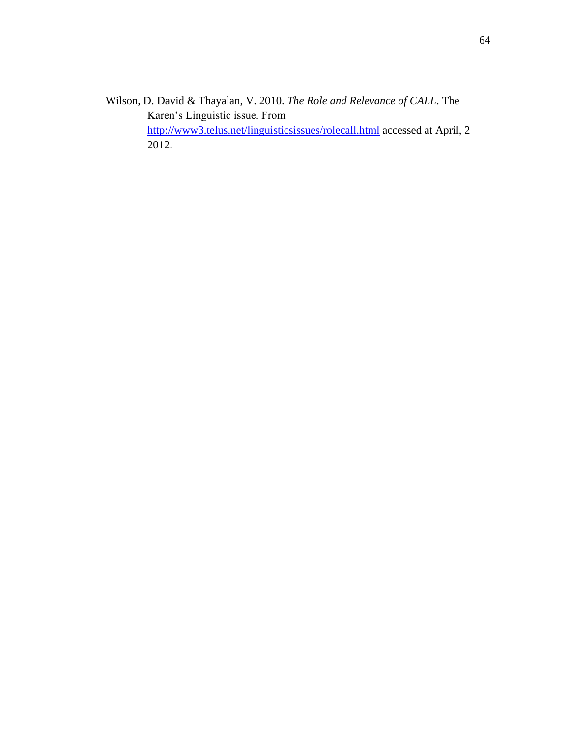Wilson, D. David & Thayalan, V. 2010. *The Role and Relevance of CALL*. The Karen's Linguistic issue. From http://www3.telus.net/linguisticsissues/rolecall.html accessed at April, 2 2012.